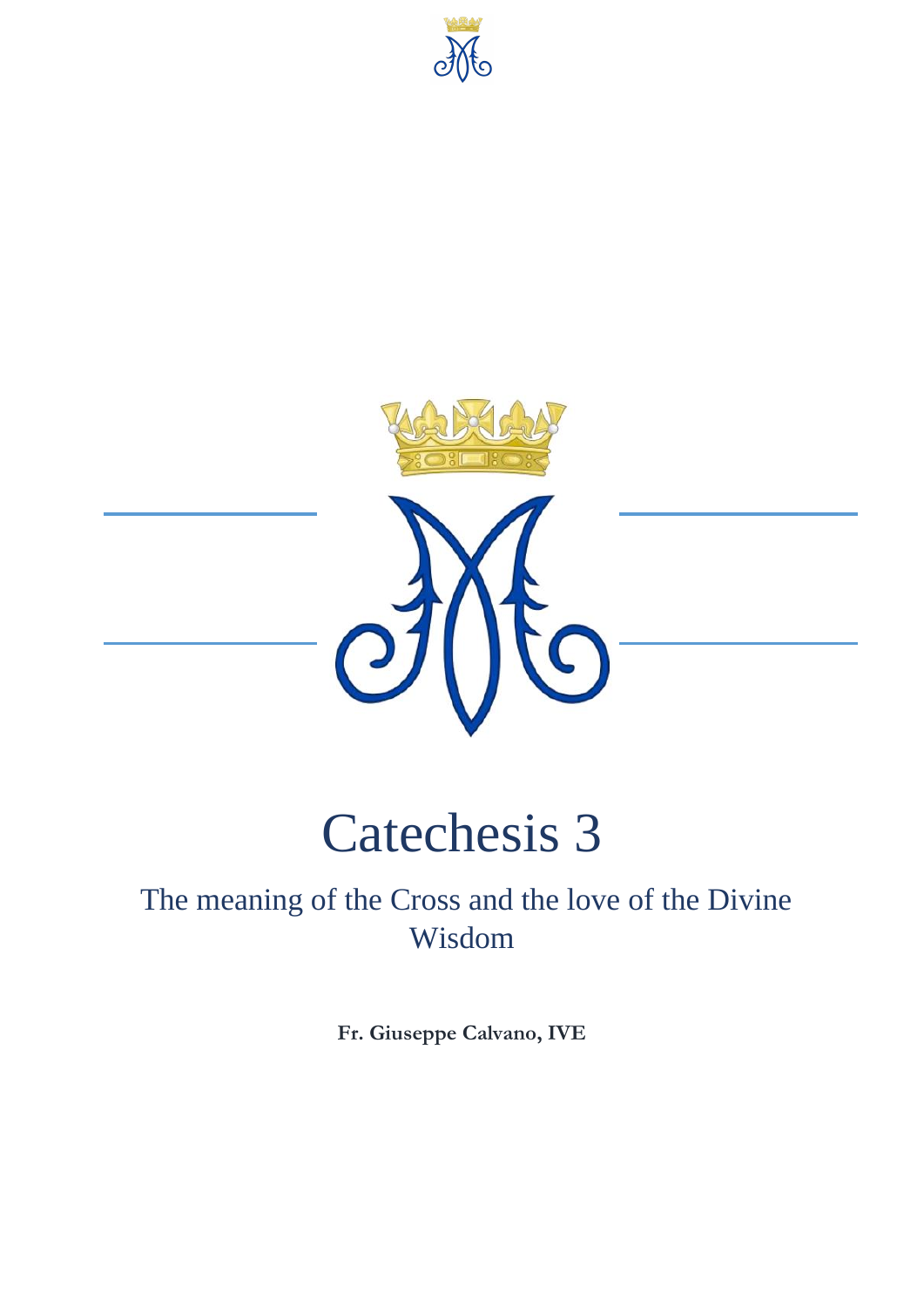# Catechesis 3

## The meaning of the Cross and the love of the Divine Wisdom

**Fr. Giuseppe Calvano, IVE**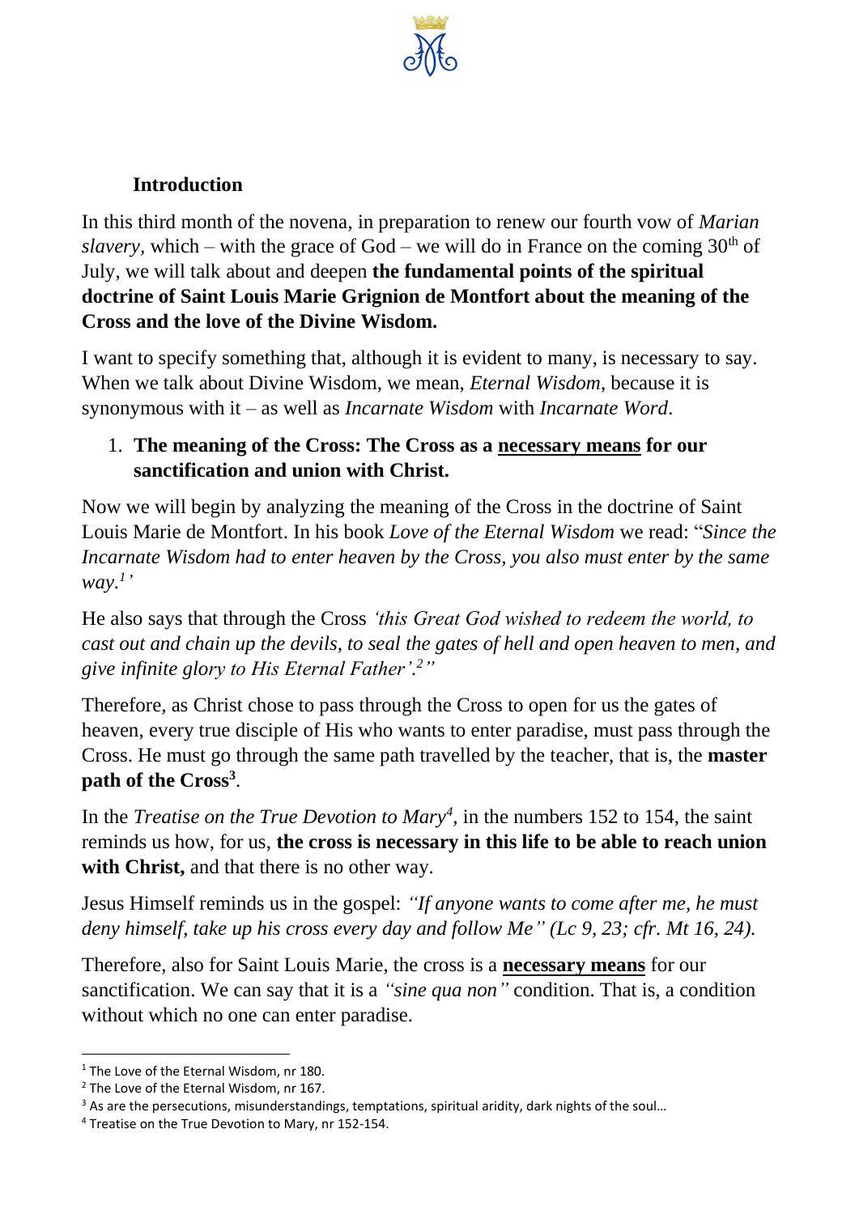**Introduction**

In this third month of the novena, in preparation to renew our fourth vow of *Marian slavery,* which – with the grace of God – we will do in France on the coming 30th of July, we will talk about and deepen **the fundamental points of the spiritual doctrine of Saint Louis Marie Grignion de Montfort about the meaning of the Cross and the love of the Divine Wisdom.**

I want to specify something that, although it is evident to many, is necessary to say. When we talk about Divine Wisdom, we mean, *Eternal Wisdom*, because it is synonymous with it – as well as *Incarnate Wisdom* with *Incarnate Word*.

1. **The meaning of the Cross: The Cross as a <u>necessary means</u> for our sanctification and union with Christ.**

Now we will begin by analyzing the meaning of the Cross in the doctrine of Saint Louis Marie de Montfort. In his book *Love of the Eternal Wisdom* we read: "*Since the Incarnate Wisdom had to enter heaven by the Cross, you also must enter by the same way.*[1]*'*

He also says that through the Cross *'this Great God wished to redeem the world, to cast out and chain up the devils, to seal the gates of hell and open heaven to men, and give infinite glory to His Eternal Father'.*[2]*"*

Therefore, as Christ chose to pass through the Cross to open for us the gates of heaven, every true disciple of His who wants to enter paradise, must pass through the Cross. He must go through the same path travelled by the teacher, that is, the **master path of the Cross**[3].

In the *Treatise on the True Devotion to Mary*[4], in the numbers 152 to 154, the saint reminds us how, for us, **the cross is necessary in this life to be able to reach union with Christ,** and that there is no other way.

Jesus Himself reminds us in the gospel: *"If anyone wants to come after me, he must deny himself, take up his cross every day and follow Me" (Lc 9, 23; cfr. Mt 16, 24).*

Therefore, also for Saint Louis Marie, the cross is a **<u>necessary means</u>** for our sanctification. We can say that it is a *"sine qua non"* condition. That is, a condition without which no one can enter paradise.

---

[1] The Love of the Eternal Wisdom, nr 180.

[2] The Love of the Eternal Wisdom, nr 167.

[3] As are the persecutions, misunderstandings, temptations, spiritual aridity, dark nights of the soul…

[4] Treatise on the True Devotion to Mary, nr 152-154.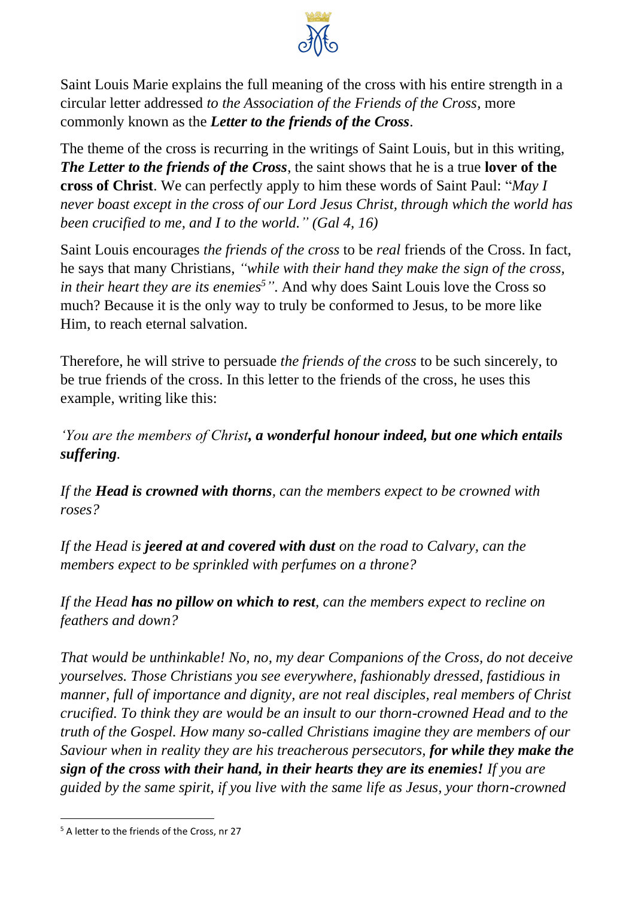Saint Louis Marie explains the full meaning of the cross with his entire strength in a circular letter addressed *to the Association of the Friends of the Cross*, more commonly known as the ***Letter to the friends of the Cross***.

The theme of the cross is recurring in the writings of Saint Louis, but in this writing, ***The Letter to the friends of the Cross***, the saint shows that he is a true **lover of the cross of Christ**. We can perfectly apply to him these words of Saint Paul: "*May I never boast except in the cross of our Lord Jesus Christ, through which the world has been crucified to me, and I to the world." (Gal 4, 16)*

Saint Louis encourages *the friends of the cross* to be *real* friends of the Cross. In fact, he says that many Christians, *"while with their hand they make the sign of the cross, in their heart they are its enemies*[5]*"*. And why does Saint Louis love the Cross so much? Because it is the only way to truly be conformed to Jesus, to be more like Him, to reach eternal salvation.

Therefore, he will strive to persuade *the friends of the cross* to be such sincerely, to be true friends of the cross. In this letter to the friends of the cross, he uses this example, writing like this:

*'You are the members of Christ**, a wonderful honour indeed, but one which entails suffering**.*

*If the **Head is crowned with thorns**, can the members expect to be crowned with roses?*

*If the Head is **jeered at and covered with dust** on the road to Calvary, can the members expect to be sprinkled with perfumes on a throne?*

*If the Head **has no pillow on which to rest**, can the members expect to recline on feathers and down?*

*That would be unthinkable! No, no, my dear Companions of the Cross, do not deceive yourselves. Those Christians you see everywhere, fashionably dressed, fastidious in manner, full of importance and dignity, are not real disciples, real members of Christ crucified. To think they are would be an insult to our thorn-crowned Head and to the truth of the Gospel. How many so-called Christians imagine they are members of our Saviour when in reality they are his treacherous persecutors, **for while they make the sign of the cross with their hand, in their hearts they are its enemies!** If you are guided by the same spirit, if you live with the same life as Jesus, your thorn-crowned*

[5] A letter to the friends of the Cross, nr 27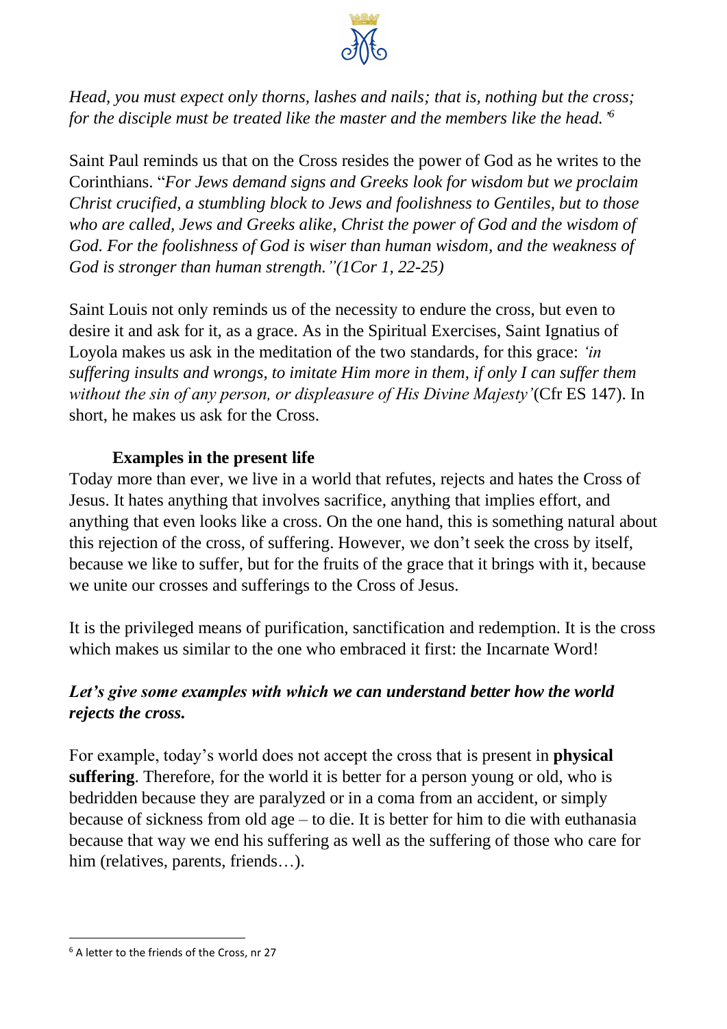*Head, you must expect only thorns, lashes and nails; that is, nothing but the cross; for the disciple must be treated like the master and the members like the head.'*[6]

Saint Paul reminds us that on the Cross resides the power of God as he writes to the Corinthians. "*For Jews demand signs and Greeks look for wisdom but we proclaim Christ crucified, a stumbling block to Jews and foolishness to Gentiles, but to those who are called, Jews and Greeks alike, Christ the power of God and the wisdom of God. For the foolishness of God is wiser than human wisdom, and the weakness of God is stronger than human strength."(1Cor 1, 22-25)*

Saint Louis not only reminds us of the necessity to endure the cross, but even to desire it and ask for it, as a grace. As in the Spiritual Exercises, Saint Ignatius of Loyola makes us ask in the meditation of the two standards, for this grace: *'in suffering insults and wrongs, to imitate Him more in them, if only I can suffer them without the sin of any person, or displeasure of His Divine Majesty'*(Cfr ES 147). In short, he makes us ask for the Cross.

### Examples in the present life

Today more than ever, we live in a world that refutes, rejects and hates the Cross of Jesus. It hates anything that involves sacrifice, anything that implies effort, and anything that even looks like a cross. On the one hand, this is something natural about this rejection of the cross, of suffering. However, we don't seek the cross by itself, because we like to suffer, but for the fruits of the grace that it brings with it, because we unite our crosses and sufferings to the Cross of Jesus.

It is the privileged means of purification, sanctification and redemption. It is the cross which makes us similar to the one who embraced it first: the Incarnate Word!

***Let's give some examples with which we can understand better how the world rejects the cross.***

For example, today's world does not accept the cross that is present in **physical suffering**. Therefore, for the world it is better for a person young or old, who is bedridden because they are paralyzed or in a coma from an accident, or simply because of sickness from old age – to die. It is better for him to die with euthanasia because that way we end his suffering as well as the suffering of those who care for him (relatives, parents, friends…).

---

[6] A letter to the friends of the Cross, nr 27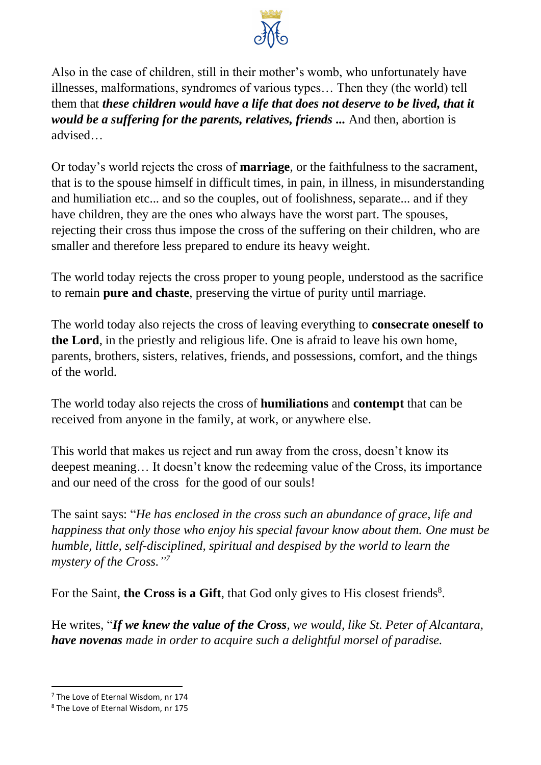Also in the case of children, still in their mother's womb, who unfortunately have illnesses, malformations, syndromes of various types… Then they (the world) tell them that ***these children would have a life that does not deserve to be lived, that it would be a suffering for the parents, relatives, friends ...*** And then, abortion is advised…

Or today's world rejects the cross of **marriage**, or the faithfulness to the sacrament, that is to the spouse himself in difficult times, in pain, in illness, in misunderstanding and humiliation etc... and so the couples, out of foolishness, separate... and if they have children, they are the ones who always have the worst part. The spouses, rejecting their cross thus impose the cross of the suffering on their children, who are smaller and therefore less prepared to endure its heavy weight.

The world today rejects the cross proper to young people, understood as the sacrifice to remain **pure and chaste**, preserving the virtue of purity until marriage.

The world today also rejects the cross of leaving everything to **consecrate oneself to the Lord**, in the priestly and religious life. One is afraid to leave his own home, parents, brothers, sisters, relatives, friends, and possessions, comfort, and the things of the world.

The world today also rejects the cross of **humiliations** and **contempt** that can be received from anyone in the family, at work, or anywhere else.

This world that makes us reject and run away from the cross, doesn't know its deepest meaning… It doesn't know the redeeming value of the Cross, its importance and our need of the cross for the good of our souls!

The saint says: "*He has enclosed in the cross such an abundance of grace, life and happiness that only those who enjoy his special favour know about them. One must be humble, little, self-disciplined, spiritual and despised by the world to learn the mystery of the Cross."*[7]

For the Saint, **the Cross is a Gift**, that God only gives to His closest friends[8].

He writes, "***If we knew the value of the Cross****, we would, like St. Peter of Alcantara,* ***have novenas*** *made in order to acquire such a delightful morsel of paradise.*

---

[7] The Love of Eternal Wisdom, nr 174

[8] The Love of Eternal Wisdom, nr 175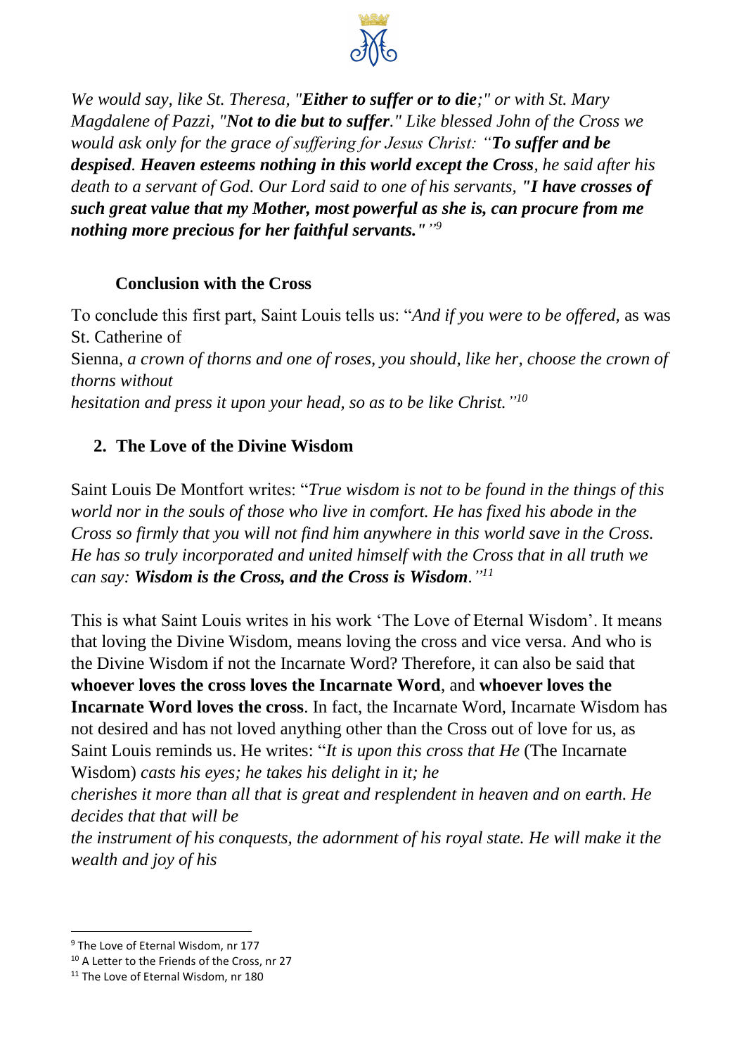*We would say, like St. Theresa, "**Either to suffer or to die**;" or with St. Mary Magdalene of Pazzi, "**Not to die but to suffer**." Like blessed John of the Cross we would ask only for the grace of suffering for Jesus Christ: "**To suffer and be despised**. **Heaven esteems nothing in this world except the Cross**, he said after his death to a servant of God. Our Lord said to one of his servants, **"I have crosses of such great value that my Mother, most powerful as she is, can procure from me nothing more precious for her faithful servants."**"*[9]

### Conclusion with the Cross

To conclude this first part, Saint Louis tells us: "*And if you were to be offered*, as was St. Catherine of Sienna, *a crown of thorns and one of roses, you should, like her, choose the crown of thorns without hesitation and press it upon your head, so as to be like Christ.*"[10]

## 2. The Love of the Divine Wisdom

Saint Louis De Montfort writes: "*True wisdom is not to be found in the things of this world nor in the souls of those who live in comfort. He has fixed his abode in the Cross so firmly that you will not find him anywhere in this world save in the Cross. He has so truly incorporated and united himself with the Cross that in all truth we can say: **Wisdom is the Cross, and the Cross is Wisdom**.*"[11]

This is what Saint Louis writes in his work 'The Love of Eternal Wisdom'. It means that loving the Divine Wisdom, means loving the cross and vice versa. And who is the Divine Wisdom if not the Incarnate Word? Therefore, it can also be said that **whoever loves the cross loves the Incarnate Word**, and **whoever loves the Incarnate Word loves the cross**. In fact, the Incarnate Word, Incarnate Wisdom has not desired and has not loved anything other than the Cross out of love for us, as Saint Louis reminds us. He writes: "*It is upon this cross that He* (The Incarnate Wisdom) *casts his eyes; he takes his delight in it; he cherishes it more than all that is great and resplendent in heaven and on earth. He decides that that will be the instrument of his conquests, the adornment of his royal state. He will make it the wealth and joy of his*

---

[9] The Love of Eternal Wisdom, nr 177

[10] A Letter to the Friends of the Cross, nr 27

[11] The Love of Eternal Wisdom, nr 180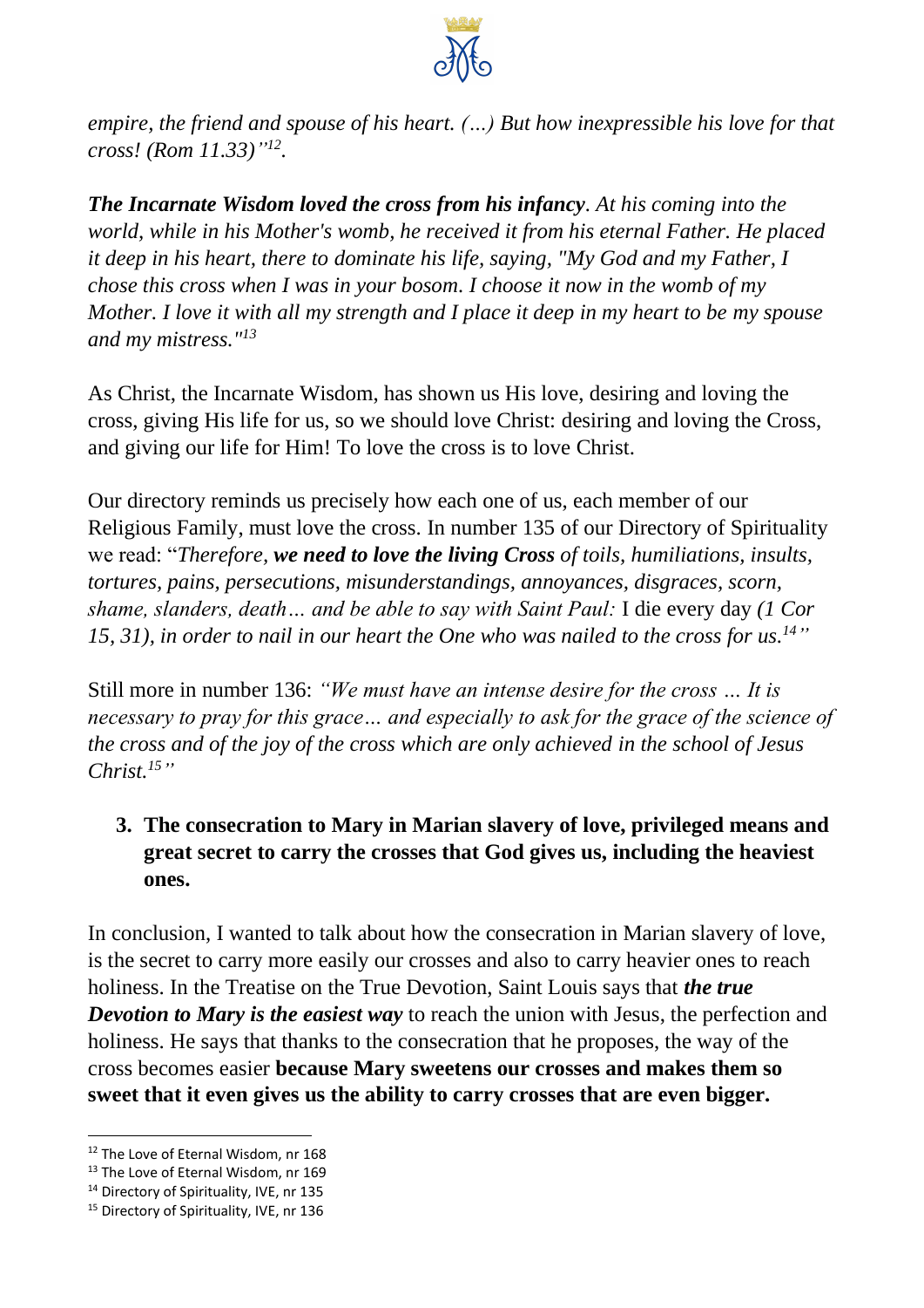*empire, the friend and spouse of his heart. (…) But how inexpressible his love for that cross! (Rom 11.33)"*[12].

***The Incarnate Wisdom loved the cross from his infancy****. At his coming into the world, while in his Mother's womb, he received it from his eternal Father. He placed it deep in his heart, there to dominate his life, saying, "My God and my Father, I chose this cross when I was in your bosom. I choose it now in the womb of my Mother. I love it with all my strength and I place it deep in my heart to be my spouse and my mistress."*[13]

As Christ, the Incarnate Wisdom, has shown us His love, desiring and loving the cross, giving His life for us, so we should love Christ: desiring and loving the Cross, and giving our life for Him! To love the cross is to love Christ.

Our directory reminds us precisely how each one of us, each member of our Religious Family, must love the cross. In number 135 of our Directory of Spirituality we read: "*Therefore, **we need to love the living Cross** of toils, humiliations, insults, tortures, pains, persecutions, misunderstandings, annoyances, disgraces, scorn, shame, slanders, death… and be able to say with Saint Paul:* I die every day *(1 Cor 15, 31), in order to nail in our heart the One who was nailed to the cross for us.*[14]"

Still more in number 136: *"We must have an intense desire for the cross … It is necessary to pray for this grace… and especially to ask for the grace of the science of the cross and of the joy of the cross which are only achieved in the school of Jesus Christ.*[15]*"*

### 3. The consecration to Mary in Marian slavery of love, privileged means and great secret to carry the crosses that God gives us, including the heaviest ones.

In conclusion, I wanted to talk about how the consecration in Marian slavery of love, is the secret to carry more easily our crosses and also to carry heavier ones to reach holiness. In the Treatise on the True Devotion, Saint Louis says that ***the true Devotion to Mary is the easiest way*** to reach the union with Jesus, the perfection and holiness. He says that thanks to the consecration that he proposes, the way of the cross becomes easier **because Mary sweetens our crosses and makes them so sweet that it even gives us the ability to carry crosses that are even bigger.**

---

[12] The Love of Eternal Wisdom, nr 168

[13] The Love of Eternal Wisdom, nr 169

[14] Directory of Spirituality, IVE, nr 135

[15] Directory of Spirituality, IVE, nr 136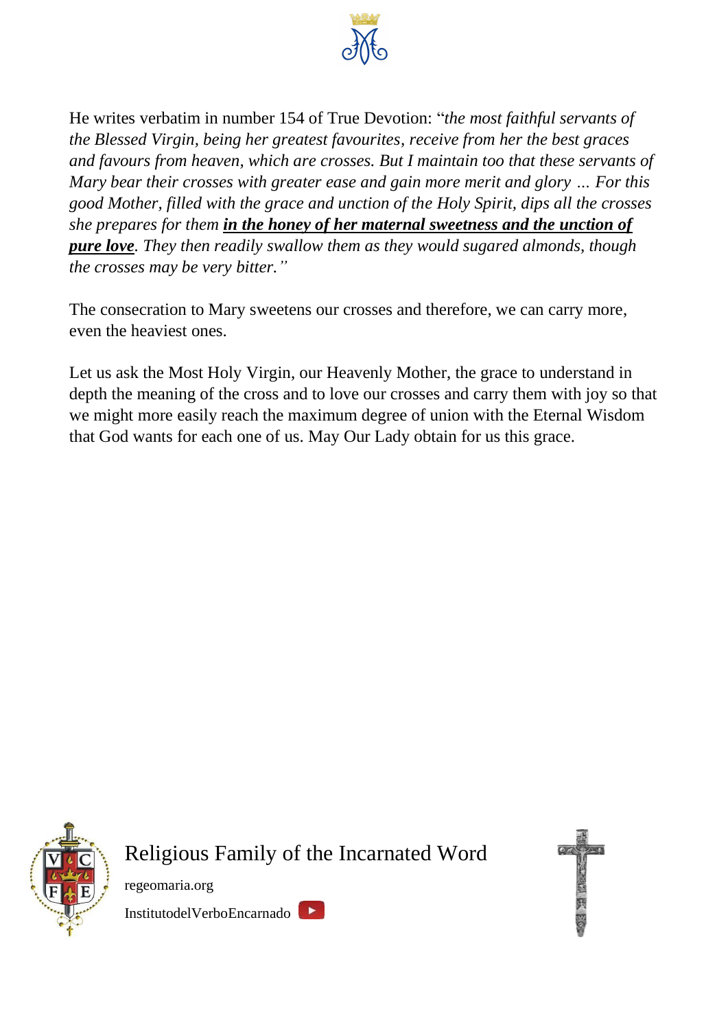He writes verbatim in number 154 of True Devotion: "*the most faithful servants of the Blessed Virgin, being her greatest favourites, receive from her the best graces and favours from heaven, which are crosses. But I maintain too that these servants of Mary bear their crosses with greater ease and gain more merit and glory … For this good Mother, filled with the grace and unction of the Holy Spirit, dips all the crosses she prepares for them* ***<u>in the honey of her maternal sweetness and the unction of pure love</u>****. They then readily swallow them as they would sugared almonds, though the crosses may be very bitter.*"

The consecration to Mary sweetens our crosses and therefore, we can carry more, even the heaviest ones.

Let us ask the Most Holy Virgin, our Heavenly Mother, the grace to understand in depth the meaning of the cross and to love our crosses and carry them with joy so that we might more easily reach the maximum degree of union with the Eternal Wisdom that God wants for each one of us. May Our Lady obtain for us this grace.

Religious Family of the Incarnated Word

regeomaria.org

InstitutodelVerboEncarnado